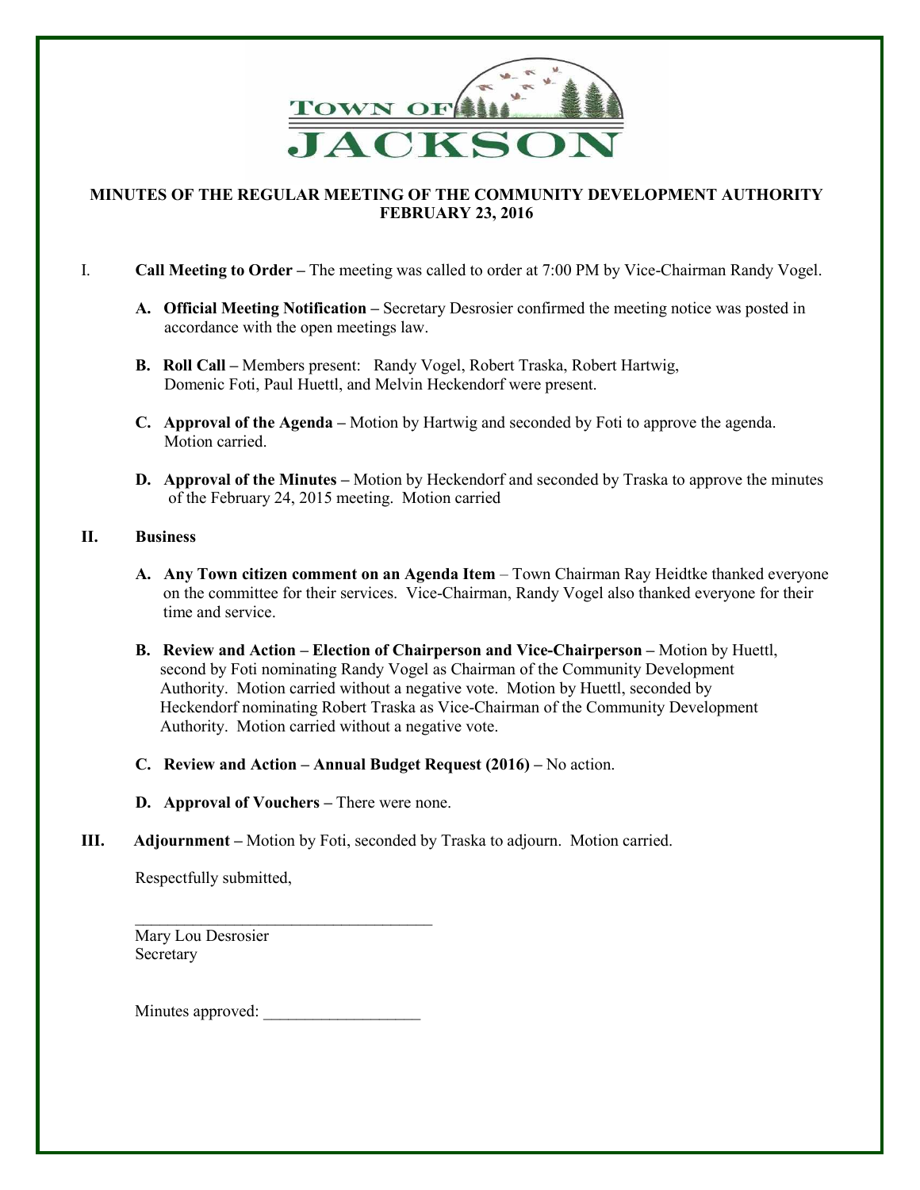TOWN OF JACKSON

## MINUTES OF THE REGULAR MEETING OF THE COMMUNITY DEVELOPMENT AUTHORITY FEBRUARY 23, 2016

I. **Call Meeting to Order –** The meeting was called to order at 7:00 PM by Vice-Chairman Randy Vogel.

   **A. Official Meeting Notification –** Secretary Desrosier confirmed the meeting notice was posted in accordance with the open meetings law.

   **B. Roll Call –** Members present: Randy Vogel, Robert Traska, Robert Hartwig, Domenic Foti, Paul Huettl, and Melvin Heckendorf were present.

   **C. Approval of the Agenda –** Motion by Hartwig and seconded by Foti to approve the agenda. Motion carried.

   **D. Approval of the Minutes –** Motion by Heckendorf and seconded by Traska to approve the minutes of the February 24, 2015 meeting. Motion carried

**II. Business**

   **A. Any Town citizen comment on an Agenda Item** – Town Chairman Ray Heidtke thanked everyone on the committee for their services. Vice-Chairman, Randy Vogel also thanked everyone for their time and service.

   **B. Review and Action – Election of Chairperson and Vice-Chairperson –** Motion by Huettl, second by Foti nominating Randy Vogel as Chairman of the Community Development Authority. Motion carried without a negative vote. Motion by Huettl, seconded by Heckendorf nominating Robert Traska as Vice-Chairman of the Community Development Authority. Motion carried without a negative vote.

   **C. Review and Action – Annual Budget Request (2016) –** No action.

   **D. Approval of Vouchers –** There were none.

**III. Adjournment –** Motion by Foti, seconded by Traska to adjourn. Motion carried.

Respectfully submitted,

\_\_\_\_\_\_\_\_\_\_\_\_\_\_\_\_\_\_\_\_\_\_\_\_\_\_\_\_\_\_\_\_\_\_\_\_

Mary Lou Desrosier
Secretary

Minutes approved: \_\_\_\_\_\_\_\_\_\_\_\_\_\_\_\_\_\_\_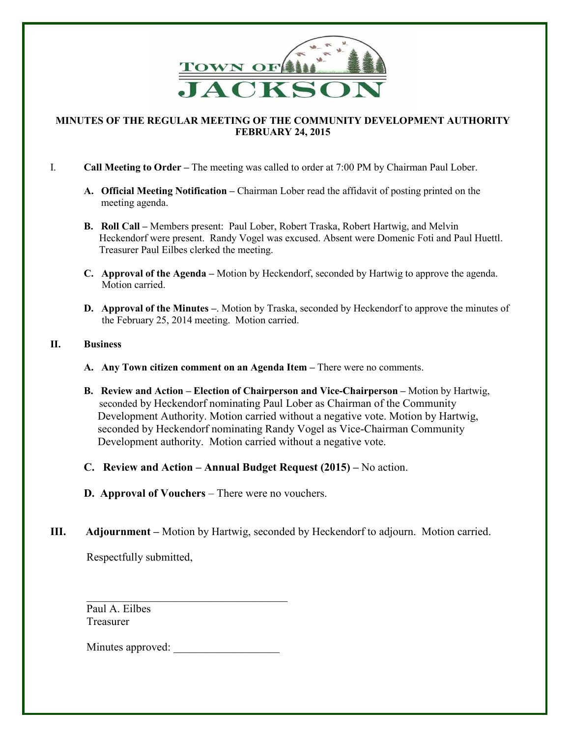TOWN OF JACKSON

**MINUTES OF THE REGULAR MEETING OF THE COMMUNITY DEVELOPMENT AUTHORITY**
**FEBRUARY 24, 2015**

I. **Call Meeting to Order –** The meeting was called to order at 7:00 PM by Chairman Paul Lober.

   **A. Official Meeting Notification –** Chairman Lober read the affidavit of posting printed on the meeting agenda.

   **B. Roll Call –** Members present: Paul Lober, Robert Traska, Robert Hartwig, and Melvin Heckendorf were present. Randy Vogel was excused. Absent were Domenic Foti and Paul Huettl. Treasurer Paul Eilbes clerked the meeting.

   **C. Approval of the Agenda –** Motion by Heckendorf, seconded by Hartwig to approve the agenda. Motion carried.

   **D. Approval of the Minutes –**. Motion by Traska, seconded by Heckendorf to approve the minutes of the February 25, 2014 meeting. Motion carried.

**II. Business**

   **A. Any Town citizen comment on an Agenda Item –** There were no comments.

   **B. Review and Action – Election of Chairperson and Vice-Chairperson –** Motion by Hartwig, seconded by Heckendorf nominating Paul Lober as Chairman of the Community Development Authority. Motion carried without a negative vote. Motion by Hartwig, seconded by Heckendorf nominating Randy Vogel as Vice-Chairman Community Development authority. Motion carried without a negative vote.

   **C. Review and Action – Annual Budget Request (2015) –** No action.

   **D. Approval of Vouchers** – There were no vouchers.

**III. Adjournment –** Motion by Hartwig, seconded by Heckendorf to adjourn. Motion carried.

Respectfully submitted,

\_\_\_\_\_\_\_\_\_\_\_\_\_\_\_\_\_\_\_\_\_\_\_\_\_\_\_\_\_\_\_\_\_\_\_\_

Paul A. Eilbes
Treasurer

Minutes approved: \_\_\_\_\_\_\_\_\_\_\_\_\_\_\_\_\_\_\_